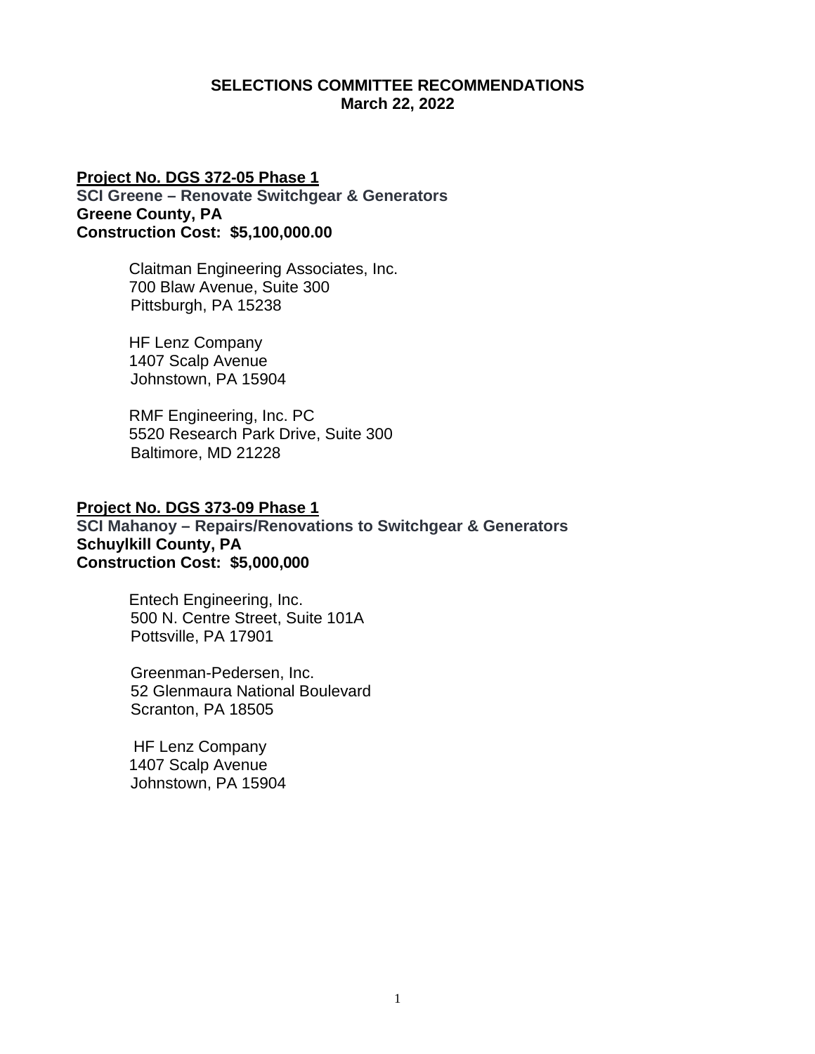# SELECTIONS COMMITTEE RECOMMENDATIONS
**March 22, 2022**

**<u>Project No. DGS 372-05 Phase 1</u>**
**SCI Greene – Renovate Switchgear & Generators**
**Greene County, PA**
**Construction Cost: $5,100,000.00**

Claitman Engineering Associates, Inc.
700 Blaw Avenue, Suite 300
Pittsburgh, PA 15238

HF Lenz Company
1407 Scalp Avenue
Johnstown, PA 15904

RMF Engineering, Inc. PC
5520 Research Park Drive, Suite 300
Baltimore, MD 21228

**<u>Project No. DGS 373-09 Phase 1</u>**
**SCI Mahanoy – Repairs/Renovations to Switchgear & Generators**
**Schuylkill County, PA**
**Construction Cost: $5,000,000**

Entech Engineering, Inc.
500 N. Centre Street, Suite 101A
Pottsville, PA 17901

Greenman-Pedersen, Inc.
52 Glenmaura National Boulevard
Scranton, PA 18505

HF Lenz Company
1407 Scalp Avenue
Johnstown, PA 15904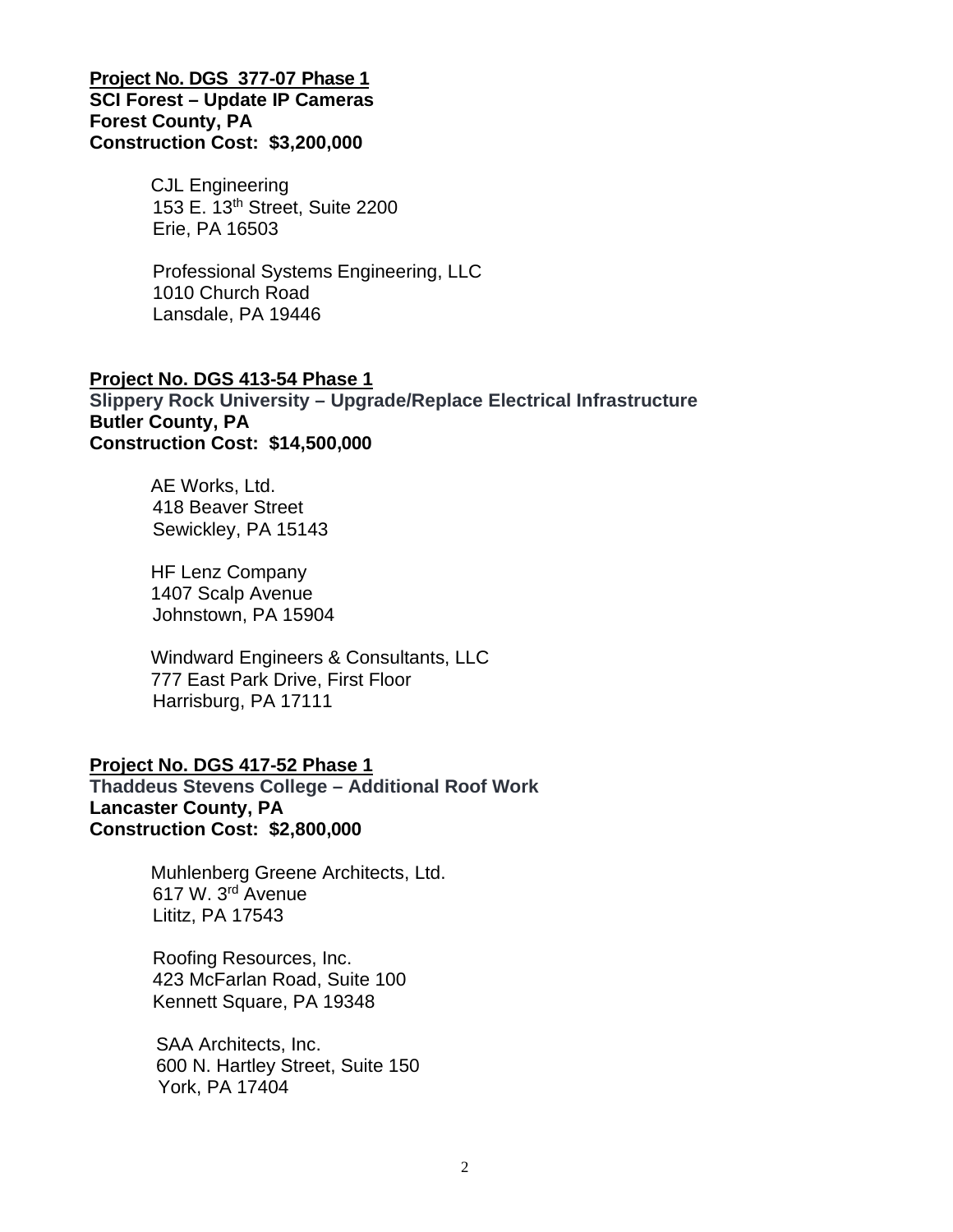**Project No. DGS  377-07 Phase 1**
**SCI Forest – Update IP Cameras**
**Forest County, PA**
**Construction Cost:  $3,200,000**

CJL Engineering
153 E. 13th Street, Suite 2200
Erie, PA 16503

Professional Systems Engineering, LLC
1010 Church Road
Lansdale, PA 19446

**Project No. DGS 413-54 Phase 1**
**Slippery Rock University – Upgrade/Replace Electrical Infrastructure**
**Butler County, PA**
**Construction Cost:  $14,500,000**

AE Works, Ltd.
418 Beaver Street
Sewickley, PA 15143

HF Lenz Company
1407 Scalp Avenue
Johnstown, PA 15904

Windward Engineers & Consultants, LLC
777 East Park Drive, First Floor
Harrisburg, PA 17111

**Project No. DGS 417-52 Phase 1**
**Thaddeus Stevens College – Additional Roof Work**
**Lancaster County, PA**
**Construction Cost:  $2,800,000**

Muhlenberg Greene Architects, Ltd.
617 W. 3rd Avenue
Lititz, PA 17543

Roofing Resources, Inc.
423 McFarlan Road, Suite 100
Kennett Square, PA 19348

SAA Architects, Inc.
600 N. Hartley Street, Suite 150
York, PA 17404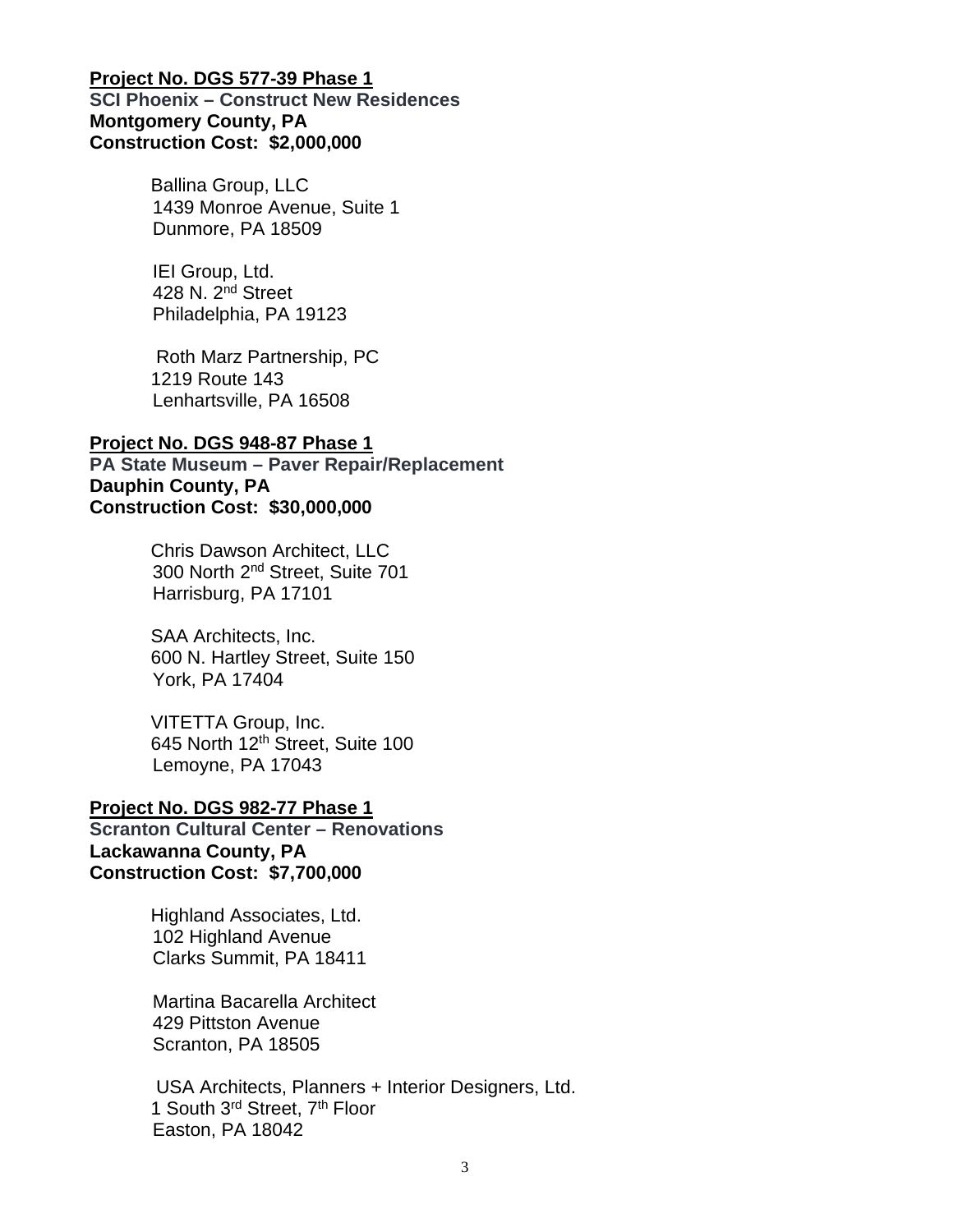**Project No. DGS 577-39 Phase 1**
**SCI Phoenix – Construct New Residences**
**Montgomery County, PA**
**Construction Cost: $2,000,000**

Ballina Group, LLC
1439 Monroe Avenue, Suite 1
Dunmore, PA 18509

IEI Group, Ltd.
428 N. 2nd Street
Philadelphia, PA 19123

Roth Marz Partnership, PC
1219 Route 143
Lenhartsville, PA 16508

**Project No. DGS 948-87 Phase 1**
**PA State Museum – Paver Repair/Replacement**
**Dauphin County, PA**
**Construction Cost: $30,000,000**

Chris Dawson Architect, LLC
300 North 2nd Street, Suite 701
Harrisburg, PA 17101

SAA Architects, Inc.
600 N. Hartley Street, Suite 150
York, PA 17404

VITETTA Group, Inc.
645 North 12th Street, Suite 100
Lemoyne, PA 17043

**Project No. DGS 982-77 Phase 1**
**Scranton Cultural Center – Renovations**
**Lackawanna County, PA**
**Construction Cost: $7,700,000**

Highland Associates, Ltd.
102 Highland Avenue
Clarks Summit, PA 18411

Martina Bacarella Architect
429 Pittston Avenue
Scranton, PA 18505

USA Architects, Planners + Interior Designers, Ltd.
1 South 3rd Street, 7th Floor
Easton, PA 18042